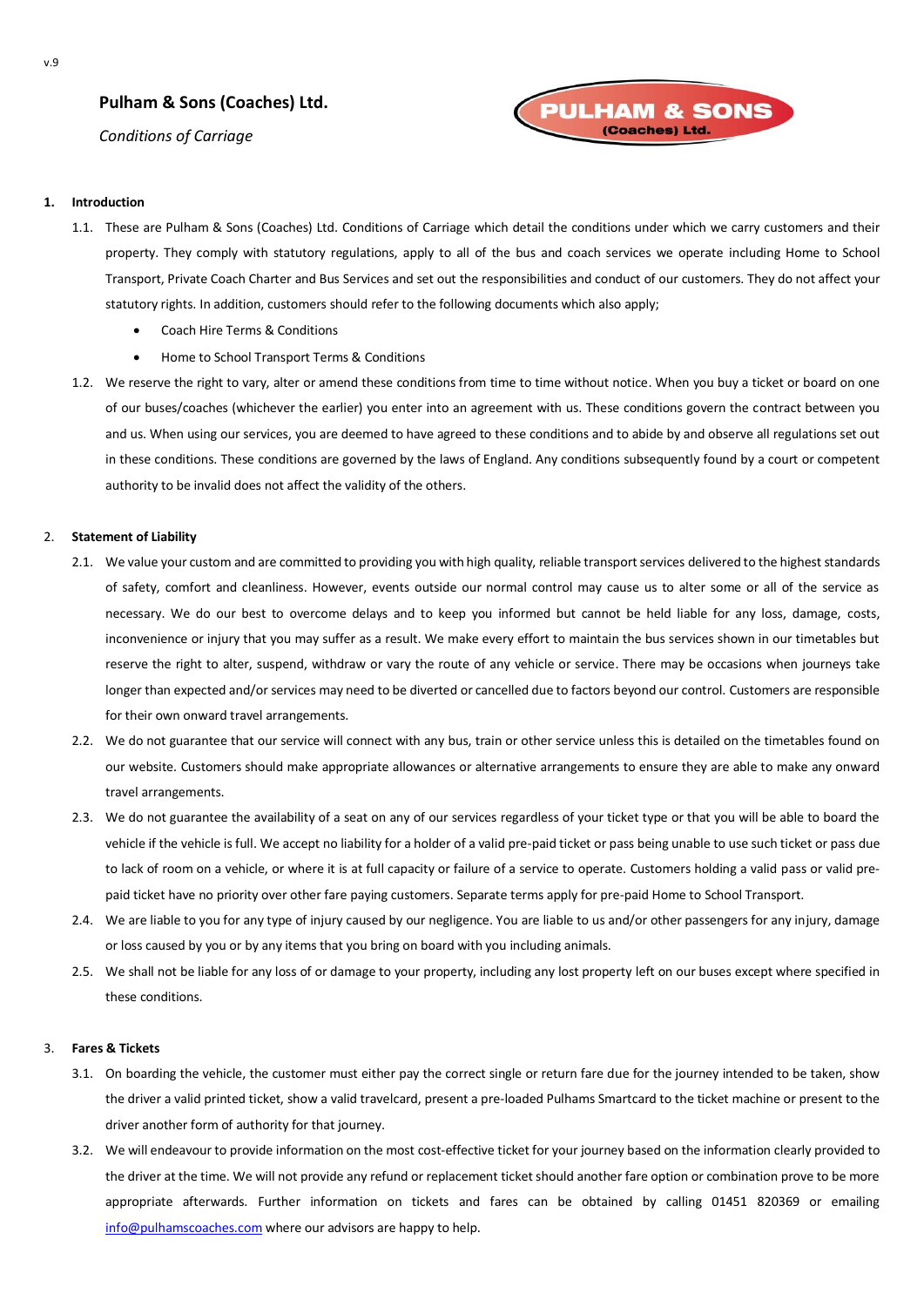v.9

**Pulham & Sons (Coaches) Ltd.**

*Conditions of Carriage*

PULHAM & SONS (Coaches) Ltd.

## 1. Introduction

1.1. These are Pulham & Sons (Coaches) Ltd. Conditions of Carriage which detail the conditions under which we carry customers and their property. They comply with statutory regulations, apply to all of the bus and coach services we operate including Home to School Transport, Private Coach Charter and Bus Services and set out the responsibilities and conduct of our customers. They do not affect your statutory rights. In addition, customers should refer to the following documents which also apply;

- Coach Hire Terms & Conditions
- Home to School Transport Terms & Conditions

1.2. We reserve the right to vary, alter or amend these conditions from time to time without notice. When you buy a ticket or board on one of our buses/coaches (whichever the earlier) you enter into an agreement with us. These conditions govern the contract between you and us. When using our services, you are deemed to have agreed to these conditions and to abide by and observe all regulations set out in these conditions. These conditions are governed by the laws of England. Any conditions subsequently found by a court or competent authority to be invalid does not affect the validity of the others.

## 2. Statement of Liability

2.1. We value your custom and are committed to providing you with high quality, reliable transport services delivered to the highest standards of safety, comfort and cleanliness. However, events outside our normal control may cause us to alter some or all of the service as necessary. We do our best to overcome delays and to keep you informed but cannot be held liable for any loss, damage, costs, inconvenience or injury that you may suffer as a result. We make every effort to maintain the bus services shown in our timetables but reserve the right to alter, suspend, withdraw or vary the route of any vehicle or service. There may be occasions when journeys take longer than expected and/or services may need to be diverted or cancelled due to factors beyond our control. Customers are responsible for their own onward travel arrangements.

2.2. We do not guarantee that our service will connect with any bus, train or other service unless this is detailed on the timetables found on our website. Customers should make appropriate allowances or alternative arrangements to ensure they are able to make any onward travel arrangements.

2.3. We do not guarantee the availability of a seat on any of our services regardless of your ticket type or that you will be able to board the vehicle if the vehicle is full. We accept no liability for a holder of a valid pre-paid ticket or pass being unable to use such ticket or pass due to lack of room on a vehicle, or where it is at full capacity or failure of a service to operate. Customers holding a valid pass or valid pre-paid ticket have no priority over other fare paying customers. Separate terms apply for pre-paid Home to School Transport.

2.4. We are liable to you for any type of injury caused by our negligence. You are liable to us and/or other passengers for any injury, damage or loss caused by you or by any items that you bring on board with you including animals.

2.5. We shall not be liable for any loss of or damage to your property, including any lost property left on our buses except where specified in these conditions.

## 3. Fares & Tickets

3.1. On boarding the vehicle, the customer must either pay the correct single or return fare due for the journey intended to be taken, show the driver a valid printed ticket, show a valid travelcard, present a pre-loaded Pulhams Smartcard to the ticket machine or present to the driver another form of authority for that journey.

3.2. We will endeavour to provide information on the most cost-effective ticket for your journey based on the information clearly provided to the driver at the time. We will not provide any refund or replacement ticket should another fare option or combination prove to be more appropriate afterwards. Further information on tickets and fares can be obtained by calling 01451 820369 or emailing info@pulhamscoaches.com where our advisors are happy to help.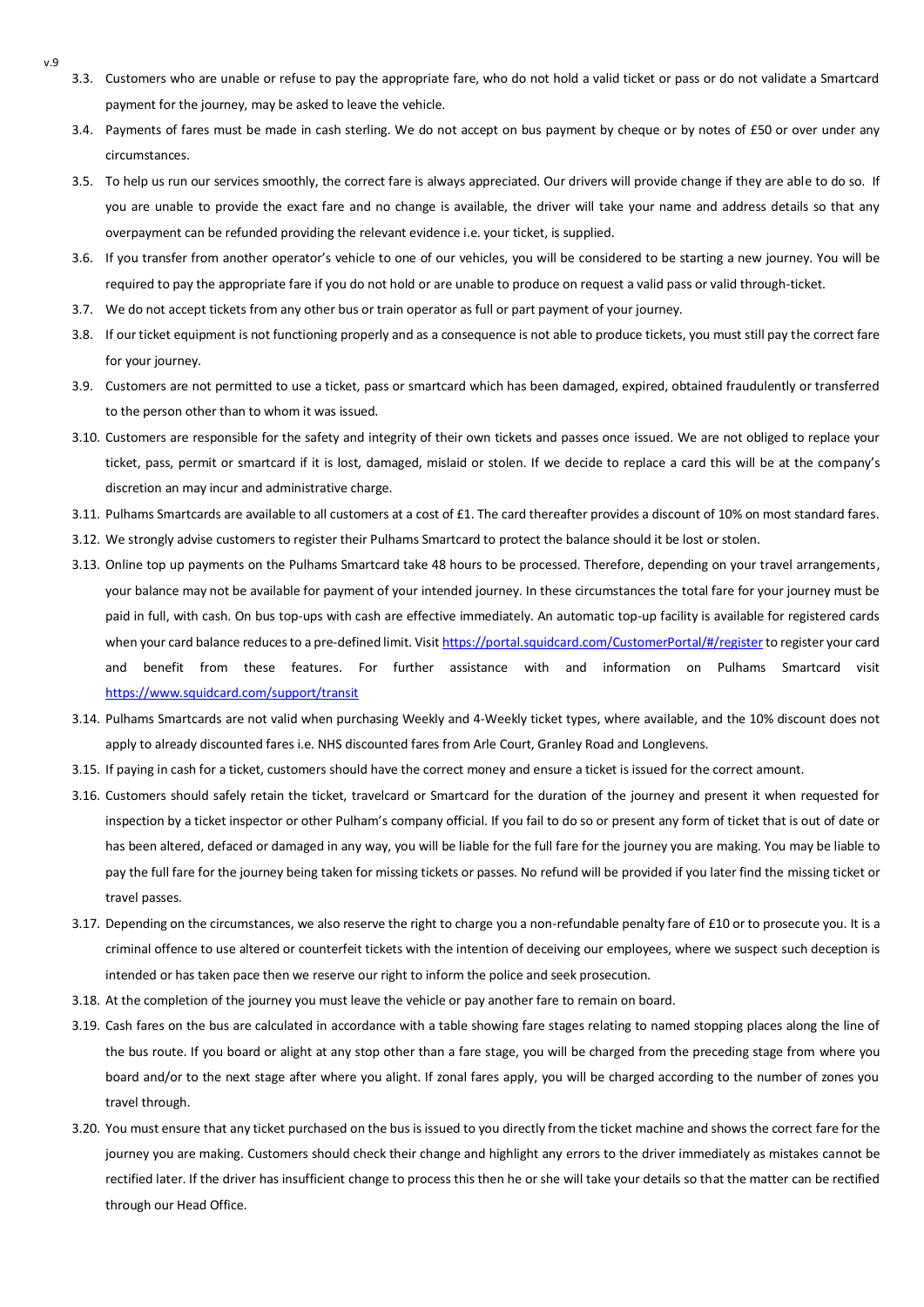3.3. Customers who are unable or refuse to pay the appropriate fare, who do not hold a valid ticket or pass or do not validate a Smartcard payment for the journey, may be asked to leave the vehicle.

3.4. Payments of fares must be made in cash sterling. We do not accept on bus payment by cheque or by notes of £50 or over under any circumstances.

3.5. To help us run our services smoothly, the correct fare is always appreciated. Our drivers will provide change if they are able to do so. If you are unable to provide the exact fare and no change is available, the driver will take your name and address details so that any overpayment can be refunded providing the relevant evidence i.e. your ticket, is supplied.

3.6. If you transfer from another operator's vehicle to one of our vehicles, you will be considered to be starting a new journey. You will be required to pay the appropriate fare if you do not hold or are unable to produce on request a valid pass or valid through-ticket.

3.7. We do not accept tickets from any other bus or train operator as full or part payment of your journey.

3.8. If our ticket equipment is not functioning properly and as a consequence is not able to produce tickets, you must still pay the correct fare for your journey.

3.9. Customers are not permitted to use a ticket, pass or smartcard which has been damaged, expired, obtained fraudulently or transferred to the person other than to whom it was issued.

3.10. Customers are responsible for the safety and integrity of their own tickets and passes once issued. We are not obliged to replace your ticket, pass, permit or smartcard if it is lost, damaged, mislaid or stolen. If we decide to replace a card this will be at the company's discretion an may incur and administrative charge.

3.11. Pulhams Smartcards are available to all customers at a cost of £1. The card thereafter provides a discount of 10% on most standard fares.

3.12. We strongly advise customers to register their Pulhams Smartcard to protect the balance should it be lost or stolen.

3.13. Online top up payments on the Pulhams Smartcard take 48 hours to be processed. Therefore, depending on your travel arrangements, your balance may not be available for payment of your intended journey. In these circumstances the total fare for your journey must be paid in full, with cash. On bus top-ups with cash are effective immediately. An automatic top-up facility is available for registered cards when your card balance reduces to a pre-defined limit. Visit https://portal.squidcard.com/CustomerPortal/#/register to register your card and benefit from these features. For further assistance with and information on Pulhams Smartcard visit https://www.squidcard.com/support/transit

3.14. Pulhams Smartcards are not valid when purchasing Weekly and 4-Weekly ticket types, where available, and the 10% discount does not apply to already discounted fares i.e. NHS discounted fares from Arle Court, Granley Road and Longlevens.

3.15. If paying in cash for a ticket, customers should have the correct money and ensure a ticket is issued for the correct amount.

3.16. Customers should safely retain the ticket, travelcard or Smartcard for the duration of the journey and present it when requested for inspection by a ticket inspector or other Pulham's company official. If you fail to do so or present any form of ticket that is out of date or has been altered, defaced or damaged in any way, you will be liable for the full fare for the journey you are making. You may be liable to pay the full fare for the journey being taken for missing tickets or passes. No refund will be provided if you later find the missing ticket or travel passes.

3.17. Depending on the circumstances, we also reserve the right to charge you a non-refundable penalty fare of £10 or to prosecute you. It is a criminal offence to use altered or counterfeit tickets with the intention of deceiving our employees, where we suspect such deception is intended or has taken pace then we reserve our right to inform the police and seek prosecution.

3.18. At the completion of the journey you must leave the vehicle or pay another fare to remain on board.

3.19. Cash fares on the bus are calculated in accordance with a table showing fare stages relating to named stopping places along the line of the bus route. If you board or alight at any stop other than a fare stage, you will be charged from the preceding stage from where you board and/or to the next stage after where you alight. If zonal fares apply, you will be charged according to the number of zones you travel through.

3.20. You must ensure that any ticket purchased on the bus is issued to you directly from the ticket machine and shows the correct fare for the journey you are making. Customers should check their change and highlight any errors to the driver immediately as mistakes cannot be rectified later. If the driver has insufficient change to process this then he or she will take your details so that the matter can be rectified through our Head Office.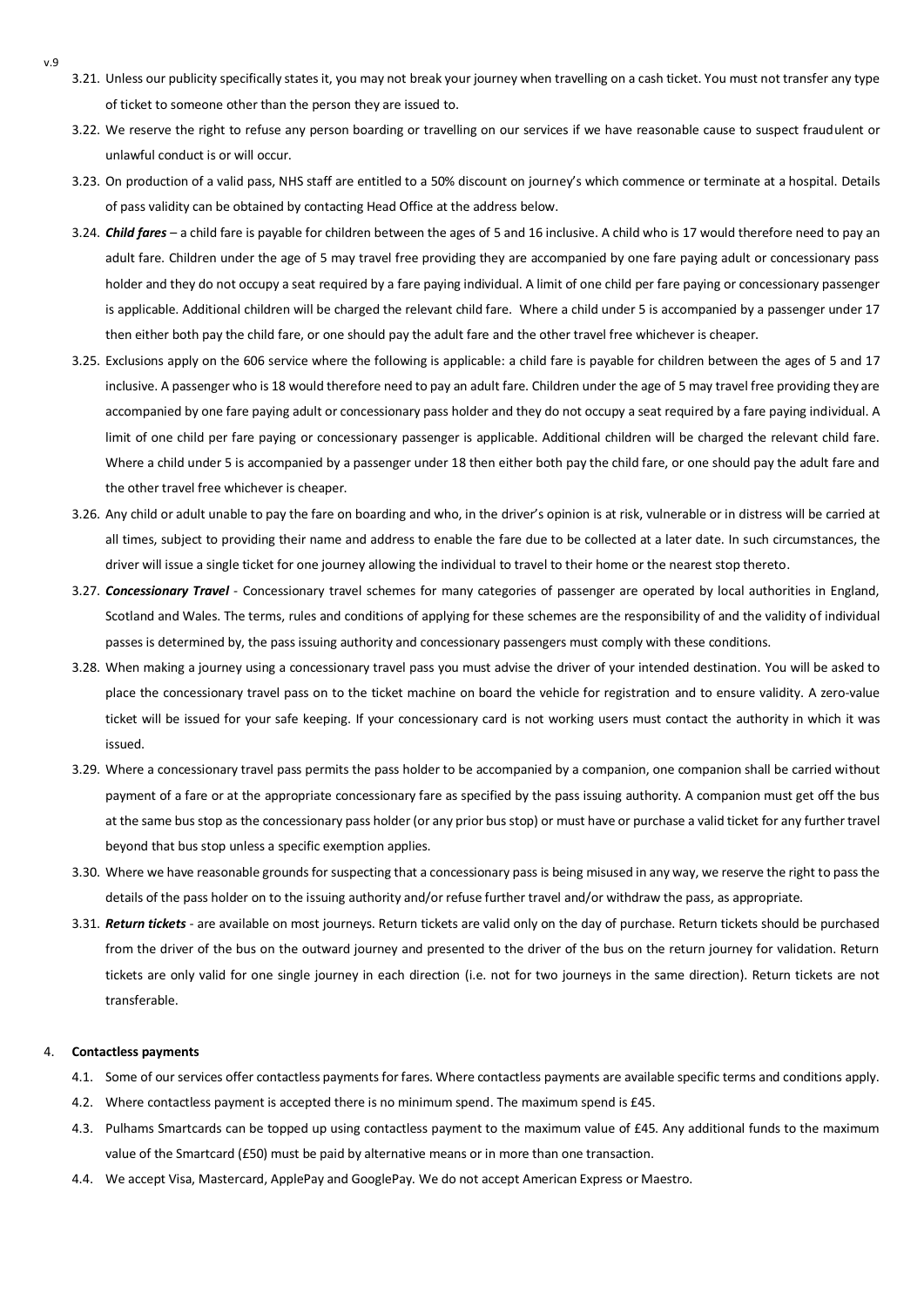3.21. Unless our publicity specifically states it, you may not break your journey when travelling on a cash ticket. You must not transfer any type of ticket to someone other than the person they are issued to.

3.22. We reserve the right to refuse any person boarding or travelling on our services if we have reasonable cause to suspect fraudulent or unlawful conduct is or will occur.

3.23. On production of a valid pass, NHS staff are entitled to a 50% discount on journey's which commence or terminate at a hospital. Details of pass validity can be obtained by contacting Head Office at the address below.

3.24. ***Child fares*** – a child fare is payable for children between the ages of 5 and 16 inclusive. A child who is 17 would therefore need to pay an adult fare. Children under the age of 5 may travel free providing they are accompanied by one fare paying adult or concessionary pass holder and they do not occupy a seat required by a fare paying individual. A limit of one child per fare paying or concessionary passenger is applicable. Additional children will be charged the relevant child fare. Where a child under 5 is accompanied by a passenger under 17 then either both pay the child fare, or one should pay the adult fare and the other travel free whichever is cheaper.

3.25. Exclusions apply on the 606 service where the following is applicable: a child fare is payable for children between the ages of 5 and 17 inclusive. A passenger who is 18 would therefore need to pay an adult fare. Children under the age of 5 may travel free providing they are accompanied by one fare paying adult or concessionary pass holder and they do not occupy a seat required by a fare paying individual. A limit of one child per fare paying or concessionary passenger is applicable. Additional children will be charged the relevant child fare. Where a child under 5 is accompanied by a passenger under 18 then either both pay the child fare, or one should pay the adult fare and the other travel free whichever is cheaper.

3.26. Any child or adult unable to pay the fare on boarding and who, in the driver's opinion is at risk, vulnerable or in distress will be carried at all times, subject to providing their name and address to enable the fare due to be collected at a later date. In such circumstances, the driver will issue a single ticket for one journey allowing the individual to travel to their home or the nearest stop thereto.

3.27. ***Concessionary Travel*** - Concessionary travel schemes for many categories of passenger are operated by local authorities in England, Scotland and Wales. The terms, rules and conditions of applying for these schemes are the responsibility of and the validity of individual passes is determined by, the pass issuing authority and concessionary passengers must comply with these conditions.

3.28. When making a journey using a concessionary travel pass you must advise the driver of your intended destination. You will be asked to place the concessionary travel pass on to the ticket machine on board the vehicle for registration and to ensure validity. A zero-value ticket will be issued for your safe keeping. If your concessionary card is not working users must contact the authority in which it was issued.

3.29. Where a concessionary travel pass permits the pass holder to be accompanied by a companion, one companion shall be carried without payment of a fare or at the appropriate concessionary fare as specified by the pass issuing authority. A companion must get off the bus at the same bus stop as the concessionary pass holder (or any prior bus stop) or must have or purchase a valid ticket for any further travel beyond that bus stop unless a specific exemption applies.

3.30. Where we have reasonable grounds for suspecting that a concessionary pass is being misused in any way, we reserve the right to pass the details of the pass holder on to the issuing authority and/or refuse further travel and/or withdraw the pass, as appropriate.

3.31. ***Return tickets*** - are available on most journeys. Return tickets are valid only on the day of purchase. Return tickets should be purchased from the driver of the bus on the outward journey and presented to the driver of the bus on the return journey for validation. Return tickets are only valid for one single journey in each direction (i.e. not for two journeys in the same direction). Return tickets are not transferable.

4. **Contactless payments**

4.1. Some of our services offer contactless payments for fares. Where contactless payments are available specific terms and conditions apply.

4.2. Where contactless payment is accepted there is no minimum spend. The maximum spend is £45.

4.3. Pulhams Smartcards can be topped up using contactless payment to the maximum value of £45. Any additional funds to the maximum value of the Smartcard (£50) must be paid by alternative means or in more than one transaction.

4.4. We accept Visa, Mastercard, ApplePay and GooglePay. We do not accept American Express or Maestro.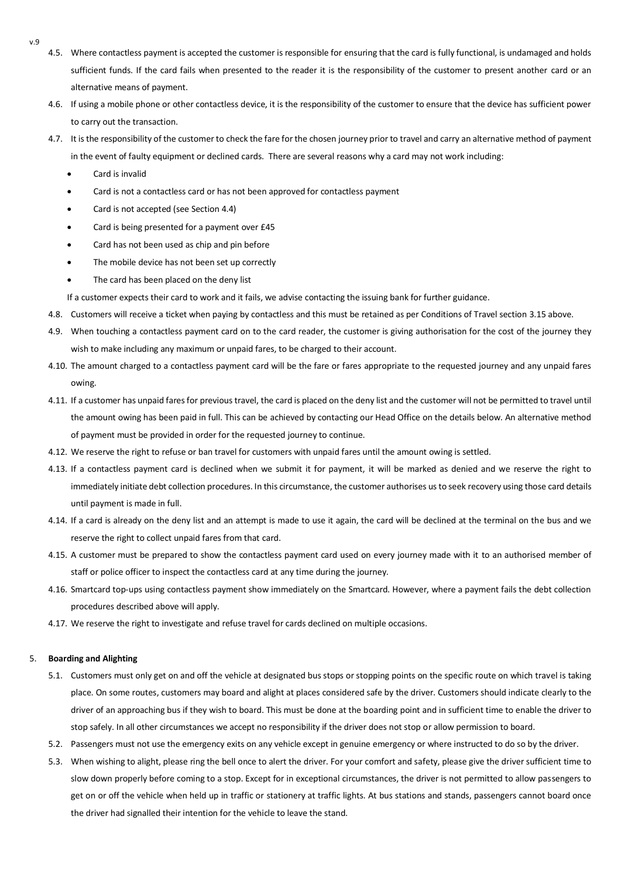4.5. Where contactless payment is accepted the customer is responsible for ensuring that the card is fully functional, is undamaged and holds sufficient funds. If the card fails when presented to the reader it is the responsibility of the customer to present another card or an alternative means of payment.

4.6. If using a mobile phone or other contactless device, it is the responsibility of the customer to ensure that the device has sufficient power to carry out the transaction.

4.7. It is the responsibility of the customer to check the fare for the chosen journey prior to travel and carry an alternative method of payment in the event of faulty equipment or declined cards. There are several reasons why a card may not work including:

- Card is invalid
- Card is not a contactless card or has not been approved for contactless payment
- Card is not accepted (see Section 4.4)
- Card is being presented for a payment over £45
- Card has not been used as chip and pin before
- The mobile device has not been set up correctly
- The card has been placed on the deny list

If a customer expects their card to work and it fails, we advise contacting the issuing bank for further guidance.

4.8. Customers will receive a ticket when paying by contactless and this must be retained as per Conditions of Travel section 3.15 above.

4.9. When touching a contactless payment card on to the card reader, the customer is giving authorisation for the cost of the journey they wish to make including any maximum or unpaid fares, to be charged to their account.

4.10. The amount charged to a contactless payment card will be the fare or fares appropriate to the requested journey and any unpaid fares owing.

4.11. If a customer has unpaid fares for previous travel, the card is placed on the deny list and the customer will not be permitted to travel until the amount owing has been paid in full. This can be achieved by contacting our Head Office on the details below. An alternative method of payment must be provided in order for the requested journey to continue.

4.12. We reserve the right to refuse or ban travel for customers with unpaid fares until the amount owing is settled.

4.13. If a contactless payment card is declined when we submit it for payment, it will be marked as denied and we reserve the right to immediately initiate debt collection procedures. In this circumstance, the customer authorises us to seek recovery using those card details until payment is made in full.

4.14. If a card is already on the deny list and an attempt is made to use it again, the card will be declined at the terminal on the bus and we reserve the right to collect unpaid fares from that card.

4.15. A customer must be prepared to show the contactless payment card used on every journey made with it to an authorised member of staff or police officer to inspect the contactless card at any time during the journey.

4.16. Smartcard top-ups using contactless payment show immediately on the Smartcard. However, where a payment fails the debt collection procedures described above will apply.

4.17. We reserve the right to investigate and refuse travel for cards declined on multiple occasions.

## 5. Boarding and Alighting

5.1. Customers must only get on and off the vehicle at designated bus stops or stopping points on the specific route on which travel is taking place. On some routes, customers may board and alight at places considered safe by the driver. Customers should indicate clearly to the driver of an approaching bus if they wish to board. This must be done at the boarding point and in sufficient time to enable the driver to stop safely. In all other circumstances we accept no responsibility if the driver does not stop or allow permission to board.

5.2. Passengers must not use the emergency exits on any vehicle except in genuine emergency or where instructed to do so by the driver.

5.3. When wishing to alight, please ring the bell once to alert the driver. For your comfort and safety, please give the driver sufficient time to slow down properly before coming to a stop. Except for in exceptional circumstances, the driver is not permitted to allow passengers to get on or off the vehicle when held up in traffic or stationery at traffic lights. At bus stations and stands, passengers cannot board once the driver had signalled their intention for the vehicle to leave the stand.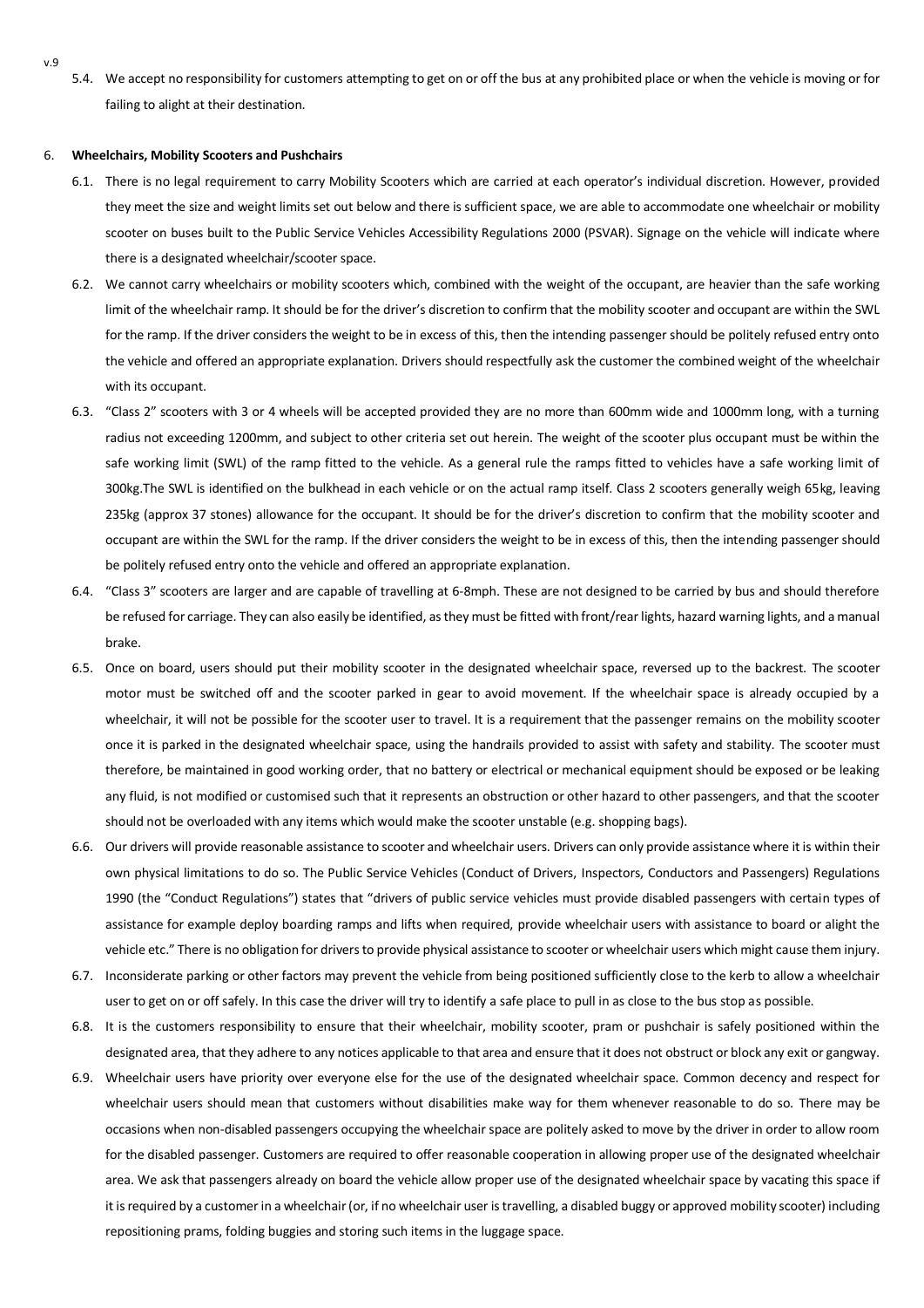5.4. We accept no responsibility for customers attempting to get on or off the bus at any prohibited place or when the vehicle is moving or for failing to alight at their destination.

6. **Wheelchairs, Mobility Scooters and Pushchairs**

6.1. There is no legal requirement to carry Mobility Scooters which are carried at each operator's individual discretion. However, provided they meet the size and weight limits set out below and there is sufficient space, we are able to accommodate one wheelchair or mobility scooter on buses built to the Public Service Vehicles Accessibility Regulations 2000 (PSVAR). Signage on the vehicle will indicate where there is a designated wheelchair/scooter space.

6.2. We cannot carry wheelchairs or mobility scooters which, combined with the weight of the occupant, are heavier than the safe working limit of the wheelchair ramp. It should be for the driver's discretion to confirm that the mobility scooter and occupant are within the SWL for the ramp. If the driver considers the weight to be in excess of this, then the intending passenger should be politely refused entry onto the vehicle and offered an appropriate explanation. Drivers should respectfully ask the customer the combined weight of the wheelchair with its occupant.

6.3. "Class 2" scooters with 3 or 4 wheels will be accepted provided they are no more than 600mm wide and 1000mm long, with a turning radius not exceeding 1200mm, and subject to other criteria set out herein. The weight of the scooter plus occupant must be within the safe working limit (SWL) of the ramp fitted to the vehicle. As a general rule the ramps fitted to vehicles have a safe working limit of 300kg.The SWL is identified on the bulkhead in each vehicle or on the actual ramp itself. Class 2 scooters generally weigh 65kg, leaving 235kg (approx 37 stones) allowance for the occupant. It should be for the driver's discretion to confirm that the mobility scooter and occupant are within the SWL for the ramp. If the driver considers the weight to be in excess of this, then the intending passenger should be politely refused entry onto the vehicle and offered an appropriate explanation.

6.4. "Class 3" scooters are larger and are capable of travelling at 6-8mph. These are not designed to be carried by bus and should therefore be refused for carriage. They can also easily be identified, as they must be fitted with front/rear lights, hazard warning lights, and a manual brake.

6.5. Once on board, users should put their mobility scooter in the designated wheelchair space, reversed up to the backrest. The scooter motor must be switched off and the scooter parked in gear to avoid movement. If the wheelchair space is already occupied by a wheelchair, it will not be possible for the scooter user to travel. It is a requirement that the passenger remains on the mobility scooter once it is parked in the designated wheelchair space, using the handrails provided to assist with safety and stability. The scooter must therefore, be maintained in good working order, that no battery or electrical or mechanical equipment should be exposed or be leaking any fluid, is not modified or customised such that it represents an obstruction or other hazard to other passengers, and that the scooter should not be overloaded with any items which would make the scooter unstable (e.g. shopping bags).

6.6. Our drivers will provide reasonable assistance to scooter and wheelchair users. Drivers can only provide assistance where it is within their own physical limitations to do so. The Public Service Vehicles (Conduct of Drivers, Inspectors, Conductors and Passengers) Regulations 1990 (the "Conduct Regulations") states that "drivers of public service vehicles must provide disabled passengers with certain types of assistance for example deploy boarding ramps and lifts when required, provide wheelchair users with assistance to board or alight the vehicle etc." There is no obligation for drivers to provide physical assistance to scooter or wheelchair users which might cause them injury.

6.7. Inconsiderate parking or other factors may prevent the vehicle from being positioned sufficiently close to the kerb to allow a wheelchair user to get on or off safely. In this case the driver will try to identify a safe place to pull in as close to the bus stop as possible.

6.8. It is the customers responsibility to ensure that their wheelchair, mobility scooter, pram or pushchair is safely positioned within the designated area, that they adhere to any notices applicable to that area and ensure that it does not obstruct or block any exit or gangway.

6.9. Wheelchair users have priority over everyone else for the use of the designated wheelchair space. Common decency and respect for wheelchair users should mean that customers without disabilities make way for them whenever reasonable to do so. There may be occasions when non-disabled passengers occupying the wheelchair space are politely asked to move by the driver in order to allow room for the disabled passenger. Customers are required to offer reasonable cooperation in allowing proper use of the designated wheelchair area. We ask that passengers already on board the vehicle allow proper use of the designated wheelchair space by vacating this space if it is required by a customer in a wheelchair (or, if no wheelchair user is travelling, a disabled buggy or approved mobility scooter) including repositioning prams, folding buggies and storing such items in the luggage space.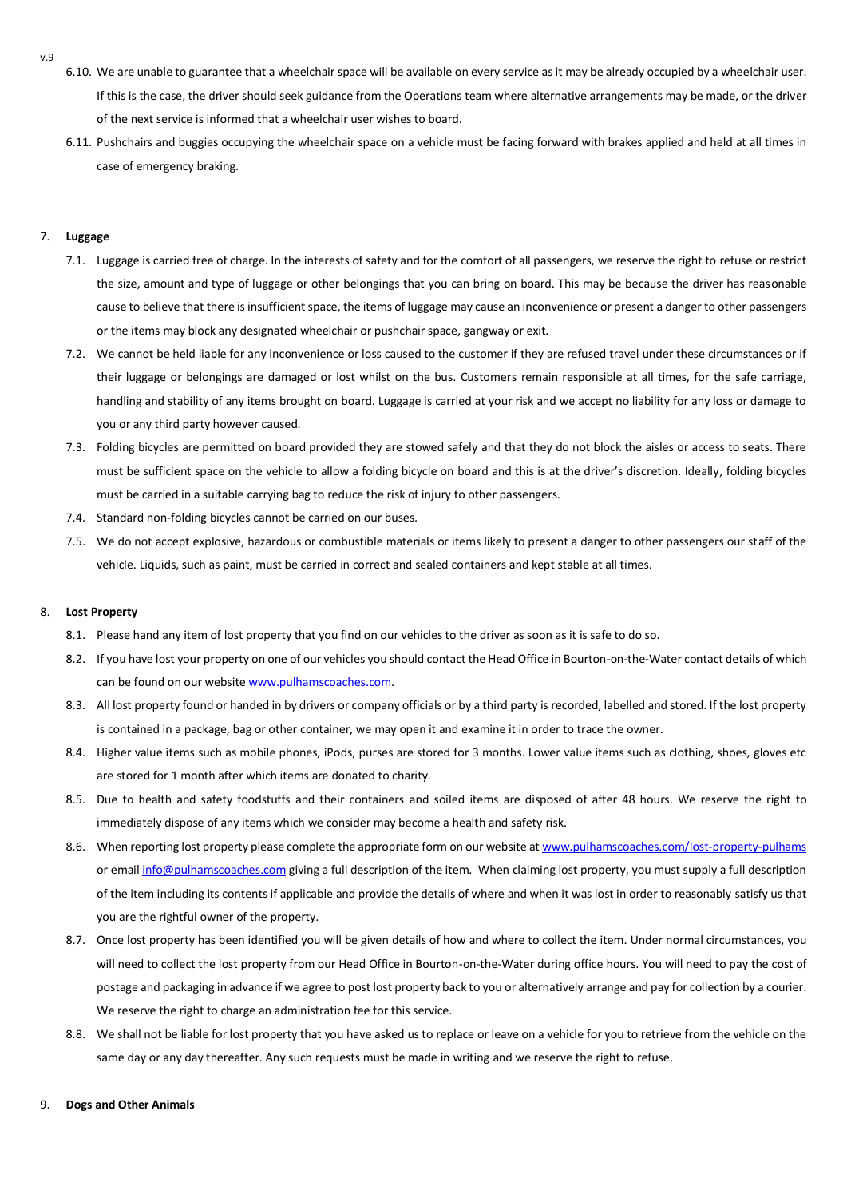6.10. We are unable to guarantee that a wheelchair space will be available on every service as it may be already occupied by a wheelchair user. If this is the case, the driver should seek guidance from the Operations team where alternative arrangements may be made, or the driver of the next service is informed that a wheelchair user wishes to board.

6.11. Pushchairs and buggies occupying the wheelchair space on a vehicle must be facing forward with brakes applied and held at all times in case of emergency braking.

7. **Luggage**

7.1. Luggage is carried free of charge. In the interests of safety and for the comfort of all passengers, we reserve the right to refuse or restrict the size, amount and type of luggage or other belongings that you can bring on board. This may be because the driver has reasonable cause to believe that there is insufficient space, the items of luggage may cause an inconvenience or present a danger to other passengers or the items may block any designated wheelchair or pushchair space, gangway or exit.

7.2. We cannot be held liable for any inconvenience or loss caused to the customer if they are refused travel under these circumstances or if their luggage or belongings are damaged or lost whilst on the bus. Customers remain responsible at all times, for the safe carriage, handling and stability of any items brought on board. Luggage is carried at your risk and we accept no liability for any loss or damage to you or any third party however caused.

7.3. Folding bicycles are permitted on board provided they are stowed safely and that they do not block the aisles or access to seats. There must be sufficient space on the vehicle to allow a folding bicycle on board and this is at the driver's discretion. Ideally, folding bicycles must be carried in a suitable carrying bag to reduce the risk of injury to other passengers.

7.4. Standard non-folding bicycles cannot be carried on our buses.

7.5. We do not accept explosive, hazardous or combustible materials or items likely to present a danger to other passengers our staff of the vehicle. Liquids, such as paint, must be carried in correct and sealed containers and kept stable at all times.

8. **Lost Property**

8.1. Please hand any item of lost property that you find on our vehicles to the driver as soon as it is safe to do so.

8.2. If you have lost your property on one of our vehicles you should contact the Head Office in Bourton-on-the-Water contact details of which can be found on our website www.pulhamscoaches.com.

8.3. All lost property found or handed in by drivers or company officials or by a third party is recorded, labelled and stored. If the lost property is contained in a package, bag or other container, we may open it and examine it in order to trace the owner.

8.4. Higher value items such as mobile phones, iPods, purses are stored for 3 months. Lower value items such as clothing, shoes, gloves etc are stored for 1 month after which items are donated to charity.

8.5. Due to health and safety foodstuffs and their containers and soiled items are disposed of after 48 hours. We reserve the right to immediately dispose of any items which we consider may become a health and safety risk.

8.6. When reporting lost property please complete the appropriate form on our website at www.pulhamscoaches.com/lost-property-pulhams or email info@pulhamscoaches.com giving a full description of the item. When claiming lost property, you must supply a full description of the item including its contents if applicable and provide the details of where and when it was lost in order to reasonably satisfy us that you are the rightful owner of the property.

8.7. Once lost property has been identified you will be given details of how and where to collect the item. Under normal circumstances, you will need to collect the lost property from our Head Office in Bourton-on-the-Water during office hours. You will need to pay the cost of postage and packaging in advance if we agree to post lost property back to you or alternatively arrange and pay for collection by a courier. We reserve the right to charge an administration fee for this service.

8.8. We shall not be liable for lost property that you have asked us to replace or leave on a vehicle for you to retrieve from the vehicle on the same day or any day thereafter. Any such requests must be made in writing and we reserve the right to refuse.

9. **Dogs and Other Animals**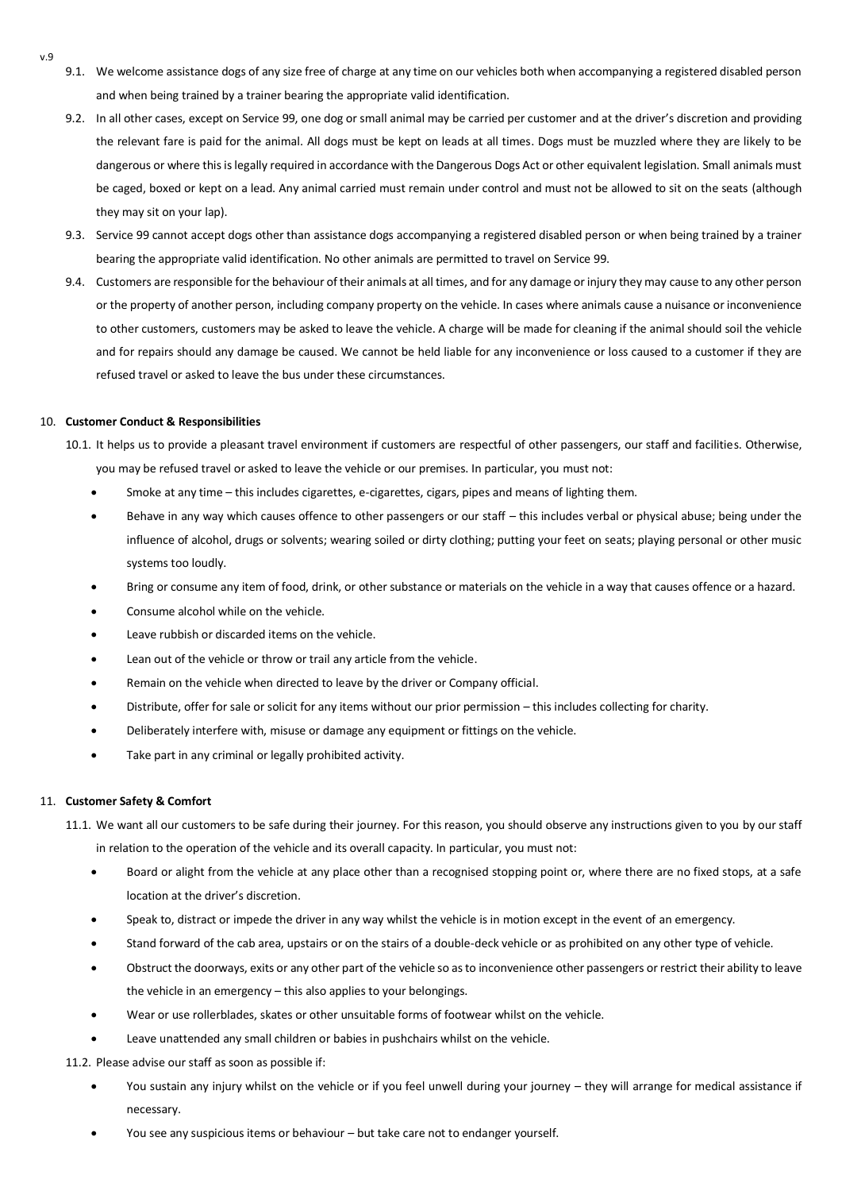9.1. We welcome assistance dogs of any size free of charge at any time on our vehicles both when accompanying a registered disabled person and when being trained by a trainer bearing the appropriate valid identification.

9.2. In all other cases, except on Service 99, one dog or small animal may be carried per customer and at the driver's discretion and providing the relevant fare is paid for the animal. All dogs must be kept on leads at all times. Dogs must be muzzled where they are likely to be dangerous or where this is legally required in accordance with the Dangerous Dogs Act or other equivalent legislation. Small animals must be caged, boxed or kept on a lead. Any animal carried must remain under control and must not be allowed to sit on the seats (although they may sit on your lap).

9.3. Service 99 cannot accept dogs other than assistance dogs accompanying a registered disabled person or when being trained by a trainer bearing the appropriate valid identification. No other animals are permitted to travel on Service 99.

9.4. Customers are responsible for the behaviour of their animals at all times, and for any damage or injury they may cause to any other person or the property of another person, including company property on the vehicle. In cases where animals cause a nuisance or inconvenience to other customers, customers may be asked to leave the vehicle. A charge will be made for cleaning if the animal should soil the vehicle and for repairs should any damage be caused. We cannot be held liable for any inconvenience or loss caused to a customer if they are refused travel or asked to leave the bus under these circumstances.

## 10. Customer Conduct & Responsibilities

10.1. It helps us to provide a pleasant travel environment if customers are respectful of other passengers, our staff and facilities. Otherwise, you may be refused travel or asked to leave the vehicle or our premises. In particular, you must not:

- Smoke at any time – this includes cigarettes, e-cigarettes, cigars, pipes and means of lighting them.
- Behave in any way which causes offence to other passengers or our staff – this includes verbal or physical abuse; being under the influence of alcohol, drugs or solvents; wearing soiled or dirty clothing; putting your feet on seats; playing personal or other music systems too loudly.
- Bring or consume any item of food, drink, or other substance or materials on the vehicle in a way that causes offence or a hazard.
- Consume alcohol while on the vehicle.
- Leave rubbish or discarded items on the vehicle.
- Lean out of the vehicle or throw or trail any article from the vehicle.
- Remain on the vehicle when directed to leave by the driver or Company official.
- Distribute, offer for sale or solicit for any items without our prior permission – this includes collecting for charity.
- Deliberately interfere with, misuse or damage any equipment or fittings on the vehicle.
- Take part in any criminal or legally prohibited activity.

## 11. Customer Safety & Comfort

11.1. We want all our customers to be safe during their journey. For this reason, you should observe any instructions given to you by our staff in relation to the operation of the vehicle and its overall capacity. In particular, you must not:

- Board or alight from the vehicle at any place other than a recognised stopping point or, where there are no fixed stops, at a safe location at the driver's discretion.
- Speak to, distract or impede the driver in any way whilst the vehicle is in motion except in the event of an emergency.
- Stand forward of the cab area, upstairs or on the stairs of a double-deck vehicle or as prohibited on any other type of vehicle.
- Obstruct the doorways, exits or any other part of the vehicle so as to inconvenience other passengers or restrict their ability to leave the vehicle in an emergency – this also applies to your belongings.
- Wear or use rollerblades, skates or other unsuitable forms of footwear whilst on the vehicle.
- Leave unattended any small children or babies in pushchairs whilst on the vehicle.

11.2. Please advise our staff as soon as possible if:

- You sustain any injury whilst on the vehicle or if you feel unwell during your journey – they will arrange for medical assistance if necessary.
- You see any suspicious items or behaviour – but take care not to endanger yourself.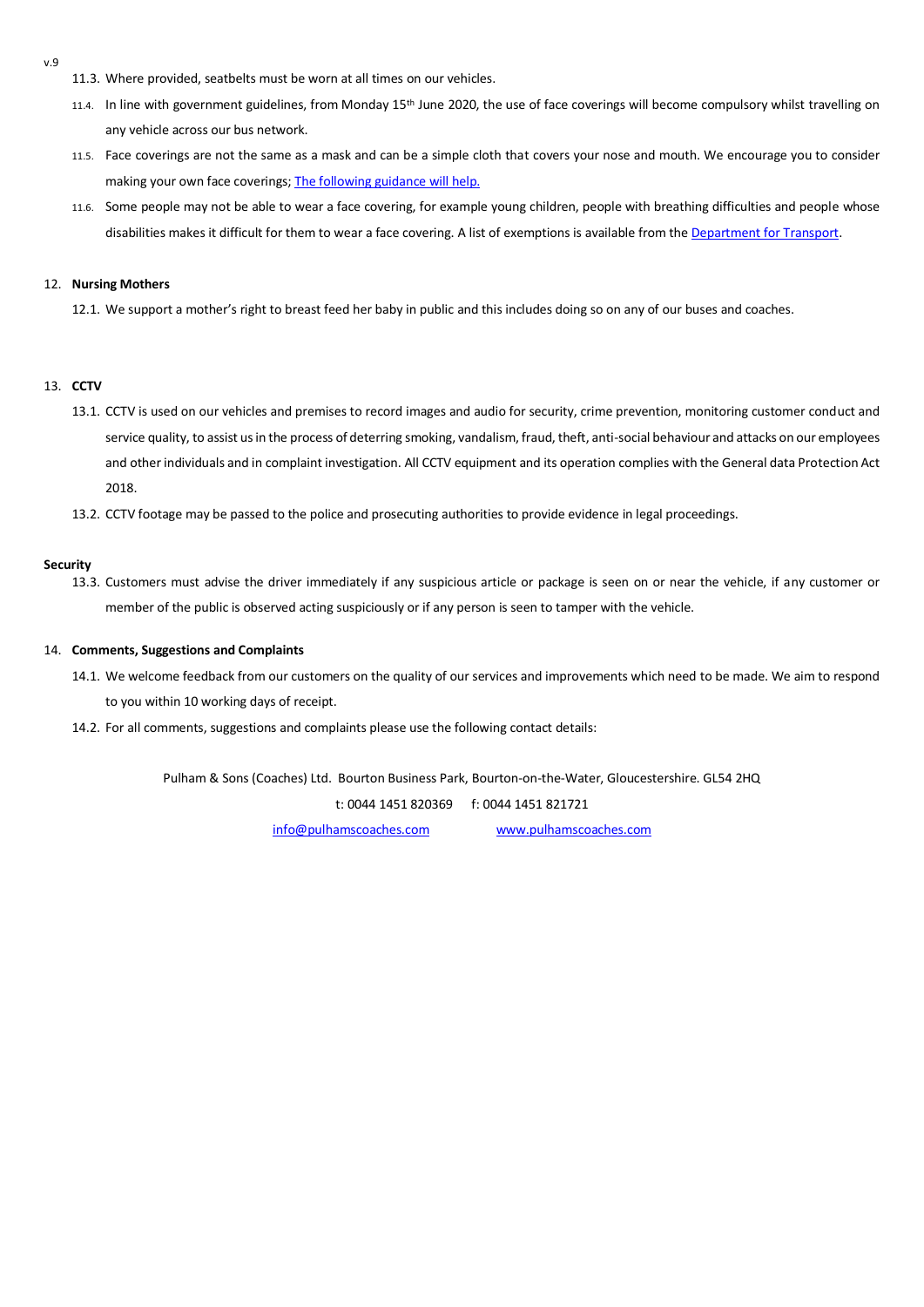11.3. Where provided, seatbelts must be worn at all times on our vehicles.

11.4. In line with government guidelines, from Monday 15th June 2020, the use of face coverings will become compulsory whilst travelling on any vehicle across our bus network.

11.5. Face coverings are not the same as a mask and can be a simple cloth that covers your nose and mouth. We encourage you to consider making your own face coverings; [The following guidance will help.]

11.6. Some people may not be able to wear a face covering, for example young children, people with breathing difficulties and people whose disabilities makes it difficult for them to wear a face covering. A list of exemptions is available from the [Department for Transport].

## 12. Nursing Mothers

12.1. We support a mother's right to breast feed her baby in public and this includes doing so on any of our buses and coaches.

## 13. CCTV

13.1. CCTV is used on our vehicles and premises to record images and audio for security, crime prevention, monitoring customer conduct and service quality, to assist us in the process of deterring smoking, vandalism, fraud, theft, anti-social behaviour and attacks on our employees and other individuals and in complaint investigation. All CCTV equipment and its operation complies with the General data Protection Act 2018.

13.2. CCTV footage may be passed to the police and prosecuting authorities to provide evidence in legal proceedings.

**Security**

13.3. Customers must advise the driver immediately if any suspicious article or package is seen on or near the vehicle, if any customer or member of the public is observed acting suspiciously or if any person is seen to tamper with the vehicle.

## 14. Comments, Suggestions and Complaints

14.1. We welcome feedback from our customers on the quality of our services and improvements which need to be made. We aim to respond to you within 10 working days of receipt.

14.2. For all comments, suggestions and complaints please use the following contact details:

Pulham & Sons (Coaches) Ltd. Bourton Business Park, Bourton-on-the-Water, Gloucestershire. GL54 2HQ

t: 0044 1451 820369 f: 0044 1451 821721

info@pulhamscoaches.com www.pulhamscoaches.com